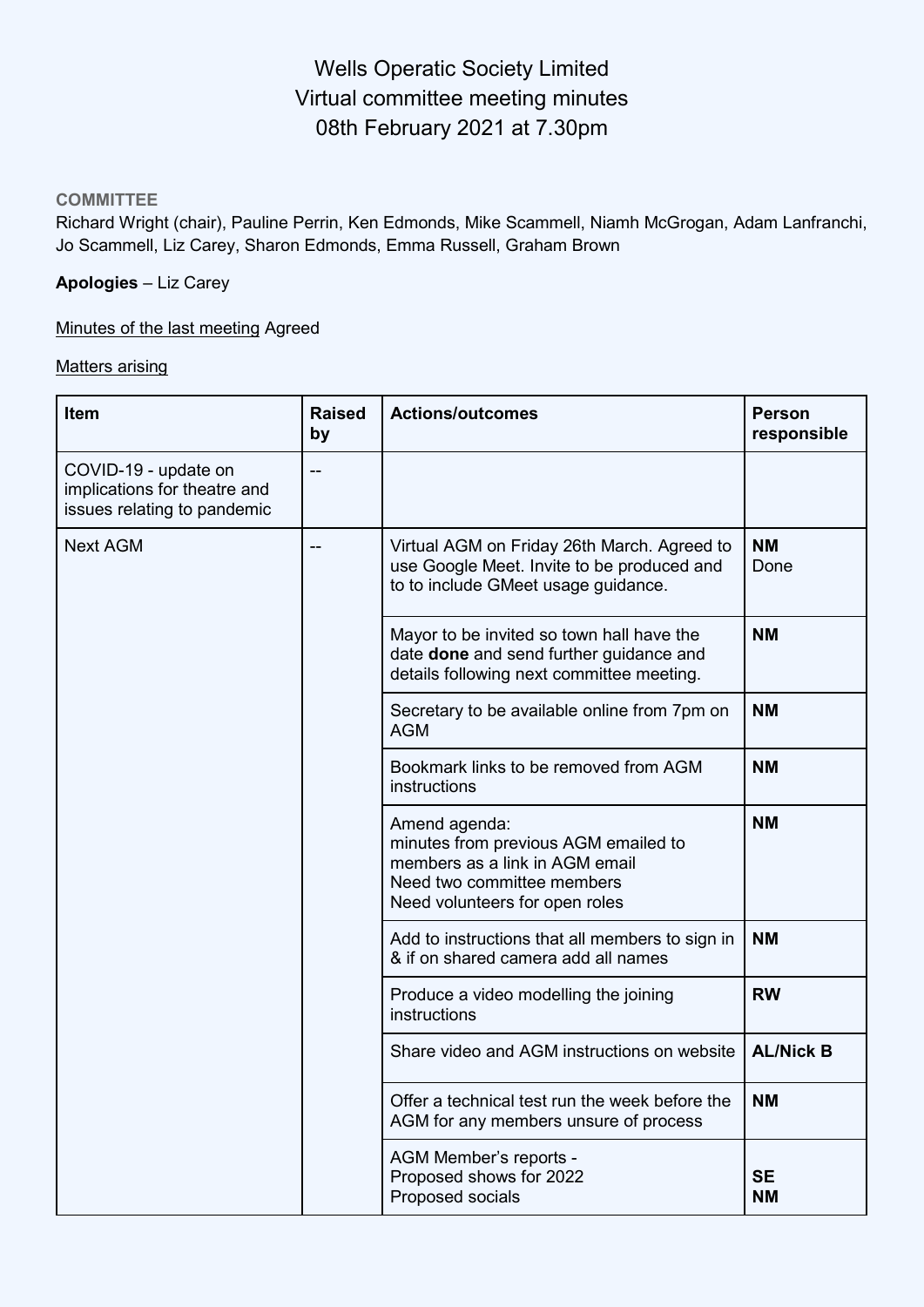# Wells Operatic Society Limited
# Virtual committee meeting minutes
# 08th February 2021 at 7.30pm

**COMMITTEE**
Richard Wright (chair), Pauline Perrin, Ken Edmonds, Mike Scammell, Niamh McGrogan, Adam Lanfranchi, Jo Scammell, Liz Carey, Sharon Edmonds, Emma Russell, Graham Brown

**Apologies** – Liz Carey

Minutes of the last meeting Agreed

Matters arising

| Item | Raised by | Actions/outcomes | Person responsible |
|---|---|---|---|
| COVID-19 - update on implications for theatre and issues relating to pandemic | -- | | |
| Next AGM | -- | Virtual AGM on Friday 26th March. Agreed to use Google Meet. Invite to be produced and to to include GMeet usage guidance. | **NM** Done |
| | | Mayor to be invited so town hall have the date **done** and send further guidance and details following next committee meeting. | **NM** |
| | | Secretary to be available online from 7pm on AGM | **NM** |
| | | Bookmark links to be removed from AGM instructions | **NM** |
| | | Amend agenda:<br>minutes from previous AGM emailed to members as a link in AGM email<br>Need two committee members<br>Need volunteers for open roles | **NM** |
| | | Add to instructions that all members to sign in & if on shared camera add all names | **NM** |
| | | Produce a video modelling the joining instructions | **RW** |
| | | Share video and AGM instructions on website | **AL/Nick B** |
| | | Offer a technical test run the week before the AGM for any members unsure of process | **NM** |
| | | AGM Member's reports -<br>Proposed shows for 2022<br>Proposed socials | <br>**SE**<br>**NM** |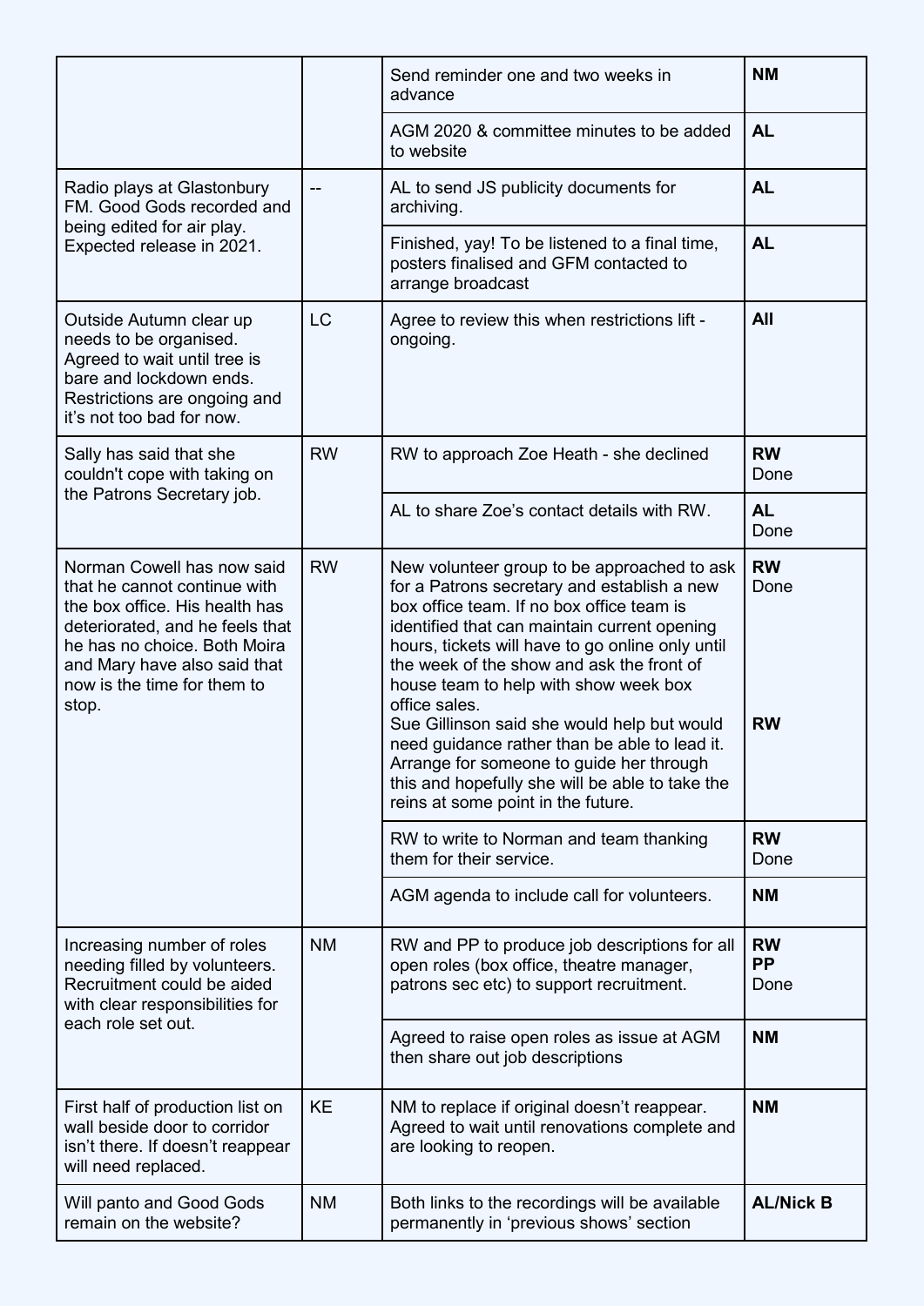| | | | |
|---|---|---|---|
| | | Send reminder one and two weeks in advance | **NM** |
| | | AGM 2020 & committee minutes to be added to website | **AL** |
| Radio plays at Glastonbury FM. Good Gods recorded and being edited for air play. Expected release in 2021. | -- | AL to send JS publicity documents for archiving. | **AL** |
| | | Finished, yay! To be listened to a final time, posters finalised and GFM contacted to arrange broadcast | **AL** |
| Outside Autumn clear up needs to be organised. Agreed to wait until tree is bare and lockdown ends. Restrictions are ongoing and it's not too bad for now. | LC | Agree to review this when restrictions lift - ongoing. | **All** |
| Sally has said that she couldn't cope with taking on the Patrons Secretary job. | RW | RW to approach Zoe Heath - she declined | **RW** Done |
| | | AL to share Zoe's contact details with RW. | **AL** Done |
| Norman Cowell has now said that he cannot continue with the box office. His health has deteriorated, and he feels that he has no choice. Both Moira and Mary have also said that now is the time for them to stop. | RW | New volunteer group to be approached to ask for a Patrons secretary and establish a new box office team. If no box office team is identified that can maintain current opening hours, tickets will have to go online only until the week of the show and ask the front of house team to help with show week box office sales.<br>Sue Gillinson said she would help but would need guidance rather than be able to lead it. Arrange for someone to guide her through this and hopefully she will be able to take the reins at some point in the future. | **RW** Done<br><br>**RW** |
| | | RW to write to Norman and team thanking them for their service. | **RW** Done |
| | | AGM agenda to include call for volunteers. | **NM** |
| Increasing number of roles needing filled by volunteers. Recruitment could be aided with clear responsibilities for each role set out. | NM | RW and PP to produce job descriptions for all open roles (box office, theatre manager, patrons sec etc) to support recruitment. | **RW** **PP** Done |
| | | Agreed to raise open roles as issue at AGM then share out job descriptions | **NM** |
| First half of production list on wall beside door to corridor isn't there. If doesn't reappear will need replaced. | KE | NM to replace if original doesn't reappear. Agreed to wait until renovations complete and are looking to reopen. | **NM** |
| Will panto and Good Gods remain on the website? | NM | Both links to the recordings will be available permanently in 'previous shows' section | **AL/Nick B** |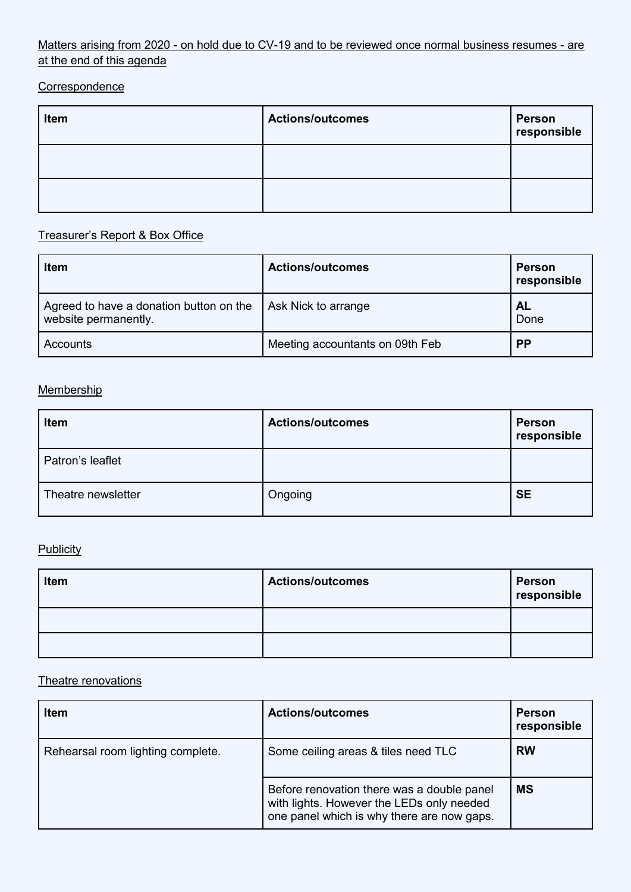Matters arising from 2020 - on hold due to CV-19 and to be reviewed once normal business resumes - are at the end of this agenda

Correspondence

| Item | Actions/outcomes | Person responsible |
|---|---|---|
| | | |
| | | |

Treasurer's Report & Box Office

| Item | Actions/outcomes | Person responsible |
|---|---|---|
| Agreed to have a donation button on the website permanently. | Ask Nick to arrange | **AL** Done |
| Accounts | Meeting accountants on 09th Feb | **PP** |

Membership

| Item | Actions/outcomes | Person responsible |
|---|---|---|
| Patron's leaflet | | |
| Theatre newsletter | Ongoing | **SE** |

Publicity

| Item | Actions/outcomes | Person responsible |
|---|---|---|
| | | |
| | | |

Theatre renovations

| Item | Actions/outcomes | Person responsible |
|---|---|---|
| Rehearsal room lighting complete. | Some ceiling areas & tiles need TLC | **RW** |
| | Before renovation there was a double panel with lights. However the LEDs only needed one panel which is why there are now gaps. | **MS** |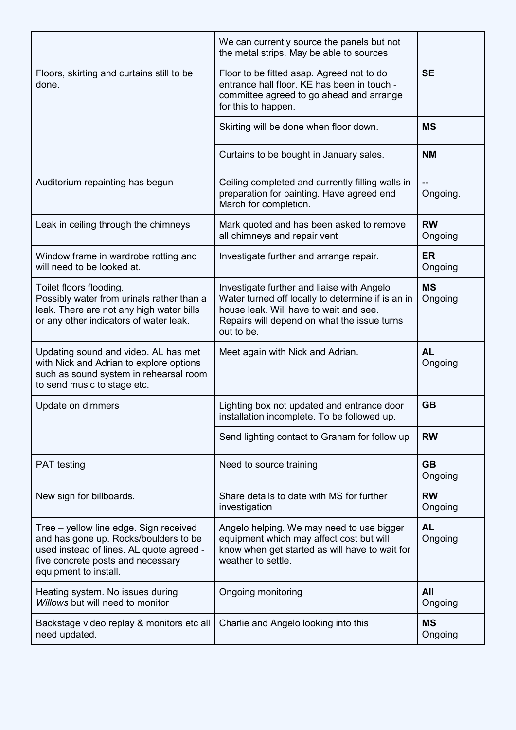| | | |
|---|---|---|
| | We can currently source the panels but not the metal strips. May be able to sources | |
| Floors, skirting and curtains still to be done. | Floor to be fitted asap. Agreed not to do entrance hall floor. KE has been in touch - committee agreed to go ahead and arrange for this to happen. | **SE** |
| | Skirting will be done when floor down. | **MS** |
| | Curtains to be bought in January sales. | **NM** |
| Auditorium repainting has begun | Ceiling completed and currently filling walls in preparation for painting. Have agreed end March for completion. | **--** Ongoing. |
| Leak in ceiling through the chimneys | Mark quoted and has been asked to remove all chimneys and repair vent | **RW** Ongoing |
| Window frame in wardrobe rotting and will need to be looked at. | Investigate further and arrange repair. | **ER** Ongoing |
| Toilet floors flooding. Possibly water from urinals rather than a leak. There are not any high water bills or any other indicators of water leak. | Investigate further and liaise with Angelo Water turned off locally to determine if is an in house leak. Will have to wait and see. Repairs will depend on what the issue turns out to be. | **MS** Ongoing |
| Updating sound and video. AL has met with Nick and Adrian to explore options such as sound system in rehearsal room to send music to stage etc. | Meet again with Nick and Adrian. | **AL** Ongoing |
| Update on dimmers | Lighting box not updated and entrance door installation incomplete. To be followed up. | **GB** |
| | Send lighting contact to Graham for follow up | **RW** |
| PAT testing | Need to source training | **GB** Ongoing |
| New sign for billboards. | Share details to date with MS for further investigation | **RW** Ongoing |
| Tree – yellow line edge. Sign received and has gone up. Rocks/boulders to be used instead of lines. AL quote agreed - five concrete posts and necessary equipment to install. | Angelo helping. We may need to use bigger equipment which may affect cost but will know when get started as will have to wait for weather to settle. | **AL** Ongoing |
| Heating system. No issues during *Willows* but will need to monitor | Ongoing monitoring | **All** Ongoing |
| Backstage video replay & monitors etc all need updated. | Charlie and Angelo looking into this | **MS** Ongoing |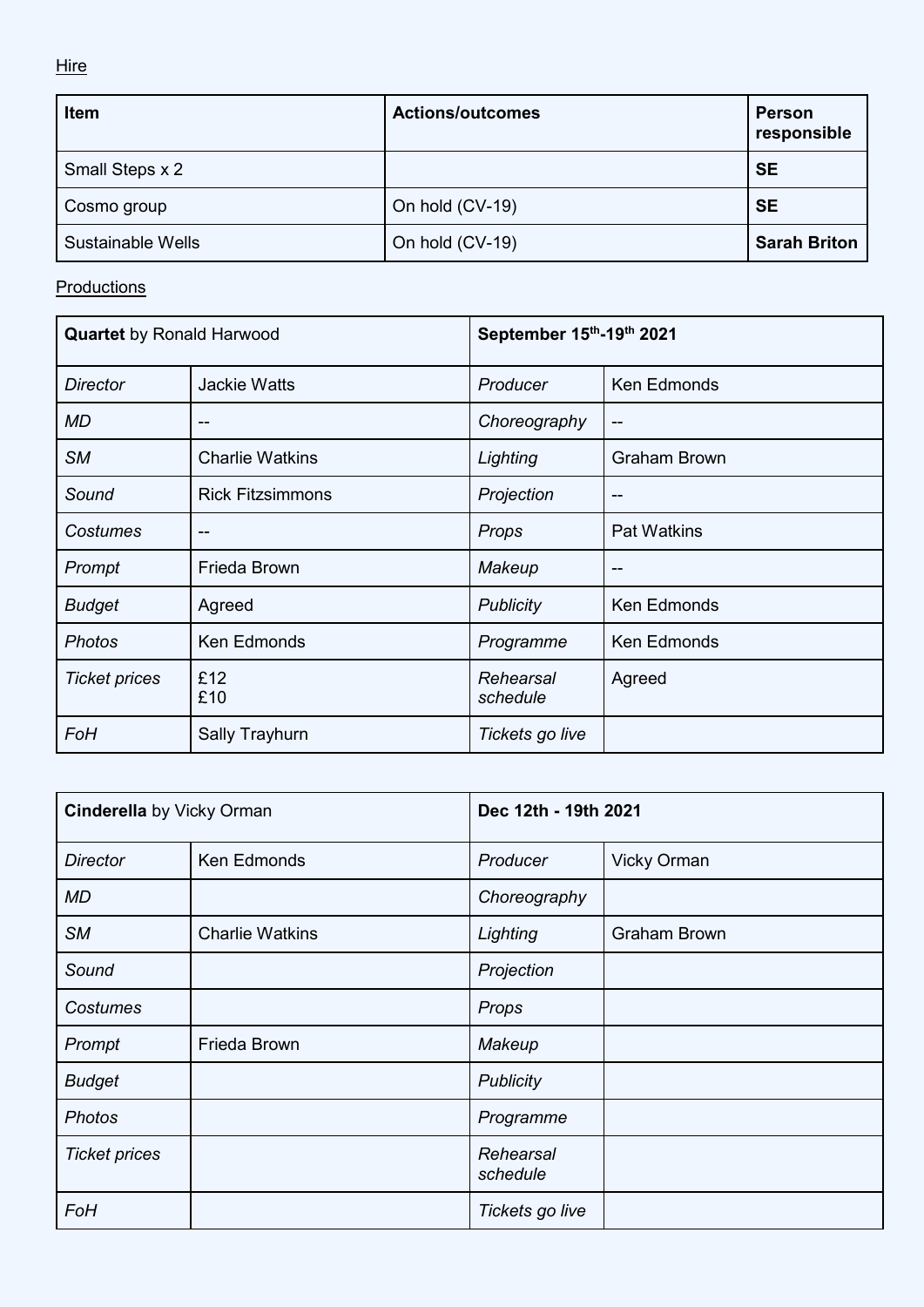Hire

| Item | Actions/outcomes | Person responsible |
| --- | --- | --- |
| Small Steps x 2 | | **SE** |
| Cosmo group | On hold (CV-19) | **SE** |
| Sustainable Wells | On hold (CV-19) | **Sarah Briton** |

Productions

| **Quartet** by Ronald Harwood | | **September 15th-19th 2021** | |
| --- | --- | --- | --- |
| *Director* | Jackie Watts | *Producer* | Ken Edmonds |
| *MD* | -- | *Choreography* | -- |
| *SM* | Charlie Watkins | *Lighting* | Graham Brown |
| *Sound* | Rick Fitzsimmons | *Projection* | -- |
| *Costumes* | -- | *Props* | Pat Watkins |
| *Prompt* | Frieda Brown | *Makeup* | -- |
| *Budget* | Agreed | *Publicity* | Ken Edmonds |
| *Photos* | Ken Edmonds | *Programme* | Ken Edmonds |
| *Ticket prices* | £12<br>£10 | *Rehearsal schedule* | Agreed |
| *FoH* | Sally Trayhurn | *Tickets go live* | |

| **Cinderella** by Vicky Orman | | **Dec 12th - 19th 2021** | |
| --- | --- | --- | --- |
| *Director* | Ken Edmonds | *Producer* | Vicky Orman |
| *MD* | | *Choreography* | |
| *SM* | Charlie Watkins | *Lighting* | Graham Brown |
| *Sound* | | *Projection* | |
| *Costumes* | | *Props* | |
| *Prompt* | Frieda Brown | *Makeup* | |
| *Budget* | | *Publicity* | |
| *Photos* | | *Programme* | |
| *Ticket prices* | | *Rehearsal schedule* | |
| *FoH* | | *Tickets go live* | |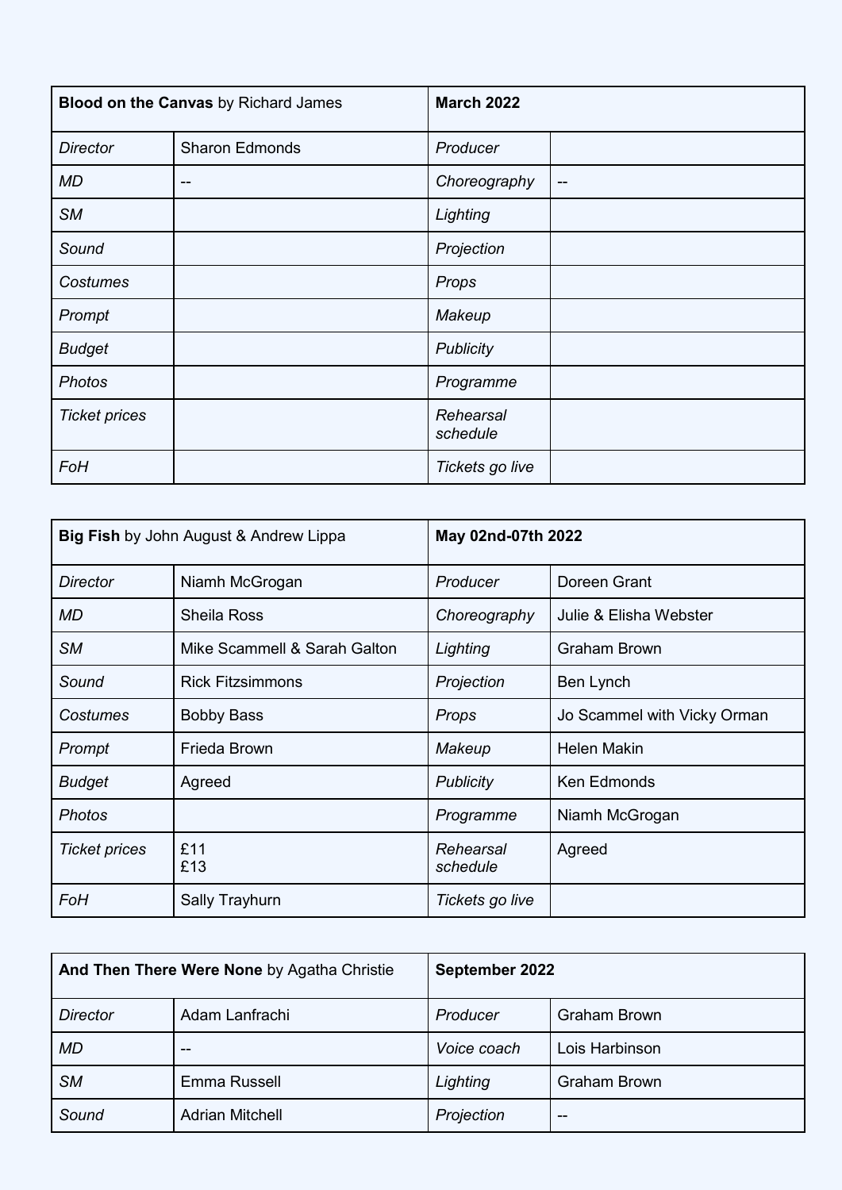| **Blood on the Canvas** by Richard James | | **March 2022** | |
|---|---|---|---|
| *Director* | Sharon Edmonds | *Producer* | |
| *MD* | -- | *Choreography* | -- |
| *SM* | | *Lighting* | |
| *Sound* | | *Projection* | |
| *Costumes* | | *Props* | |
| *Prompt* | | *Makeup* | |
| *Budget* | | *Publicity* | |
| *Photos* | | *Programme* | |
| *Ticket prices* | | *Rehearsal schedule* | |
| *FoH* | | *Tickets go live* | |

| **Big Fish** by John August & Andrew Lippa | | **May 02nd-07th 2022** | |
|---|---|---|---|
| *Director* | Niamh McGrogan | *Producer* | Doreen Grant |
| *MD* | Sheila Ross | *Choreography* | Julie & Elisha Webster |
| *SM* | Mike Scammell & Sarah Galton | *Lighting* | Graham Brown |
| *Sound* | Rick Fitzsimmons | *Projection* | Ben Lynch |
| *Costumes* | Bobby Bass | *Props* | Jo Scammel with Vicky Orman |
| *Prompt* | Frieda Brown | *Makeup* | Helen Makin |
| *Budget* | Agreed | *Publicity* | Ken Edmonds |
| *Photos* | | *Programme* | Niamh McGrogan |
| *Ticket prices* | £11<br>£13 | *Rehearsal schedule* | Agreed |
| *FoH* | Sally Trayhurn | *Tickets go live* | |

| **And Then There Were None** by Agatha Christie | | **September 2022** | |
|---|---|---|---|
| *Director* | Adam Lanfrachi | *Producer* | Graham Brown |
| *MD* | -- | *Voice coach* | Lois Harbinson |
| *SM* | Emma Russell | *Lighting* | Graham Brown |
| *Sound* | Adrian Mitchell | *Projection* | -- |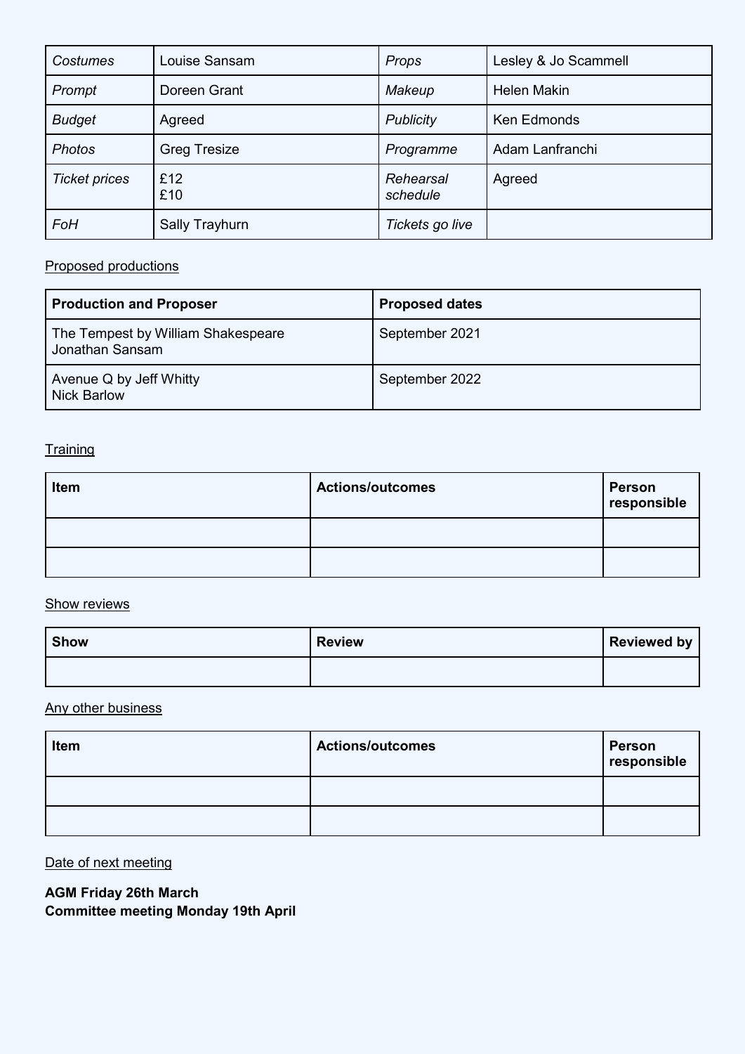| *Costumes* | Louise Sansam | *Props* | Lesley & Jo Scammell |
|---|---|---|---|
| *Prompt* | Doreen Grant | *Makeup* | Helen Makin |
| *Budget* | Agreed | *Publicity* | Ken Edmonds |
| *Photos* | Greg Tresize | *Programme* | Adam Lanfranchi |
| *Ticket prices* | £12<br>£10 | *Rehearsal schedule* | Agreed |
| *FoH* | Sally Trayhurn | *Tickets go live* | |

<u>Proposed productions</u>

| **Production and Proposer** | **Proposed dates** |
|---|---|
| The Tempest by William Shakespeare<br>Jonathan Sansam | September 2021 |
| Avenue Q by Jeff Whitty<br>Nick Barlow | September 2022 |

<u>Training</u>

| **Item** | **Actions/outcomes** | **Person responsible** |
|---|---|---|
| | | |
| | | |

<u>Show reviews</u>

| **Show** | **Review** | **Reviewed by** |
|---|---|---|
| | | |

<u>Any other business</u>

| **Item** | **Actions/outcomes** | **Person responsible** |
|---|---|---|
| | | |
| | | |

<u>Date of next meeting</u>

**AGM Friday 26th March**
**Committee meeting Monday 19th April**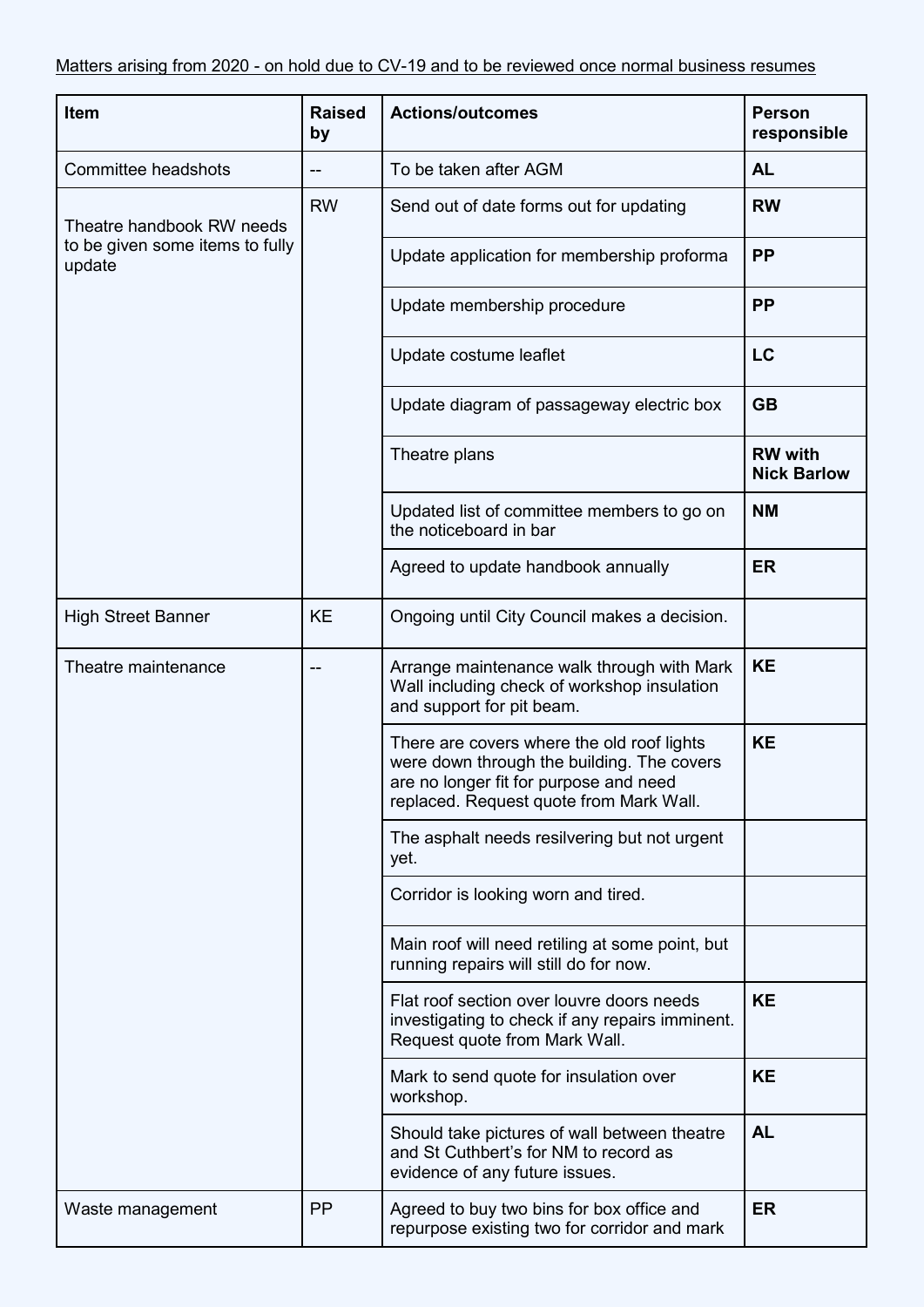Matters arising from 2020 - on hold due to CV-19 and to be reviewed once normal business resumes

| Item | Raised by | Actions/outcomes | Person responsible |
|---|---|---|---|
| Committee headshots | -- | To be taken after AGM | **AL** |
| Theatre handbook RW needs to be given some items to fully update | RW | Send out of date forms out for updating | **RW** |
| | | Update application for membership proforma | **PP** |
| | | Update membership procedure | **PP** |
| | | Update costume leaflet | **LC** |
| | | Update diagram of passageway electric box | **GB** |
| | | Theatre plans | **RW with Nick Barlow** |
| | | Updated list of committee members to go on the noticeboard in bar | **NM** |
| | | Agreed to update handbook annually | **ER** |
| High Street Banner | KE | Ongoing until City Council makes a decision. | |
| Theatre maintenance | -- | Arrange maintenance walk through with Mark Wall including check of workshop insulation and support for pit beam. | **KE** |
| | | There are covers where the old roof lights were down through the building. The covers are no longer fit for purpose and need replaced. Request quote from Mark Wall. | **KE** |
| | | The asphalt needs resilvering but not urgent yet. | |
| | | Corridor is looking worn and tired. | |
| | | Main roof will need retiling at some point, but running repairs will still do for now. | |
| | | Flat roof section over louvre doors needs investigating to check if any repairs imminent. Request quote from Mark Wall. | **KE** |
| | | Mark to send quote for insulation over workshop. | **KE** |
| | | Should take pictures of wall between theatre and St Cuthbert's for NM to record as evidence of any future issues. | **AL** |
| Waste management | PP | Agreed to buy two bins for box office and repurpose existing two for corridor and mark | **ER** |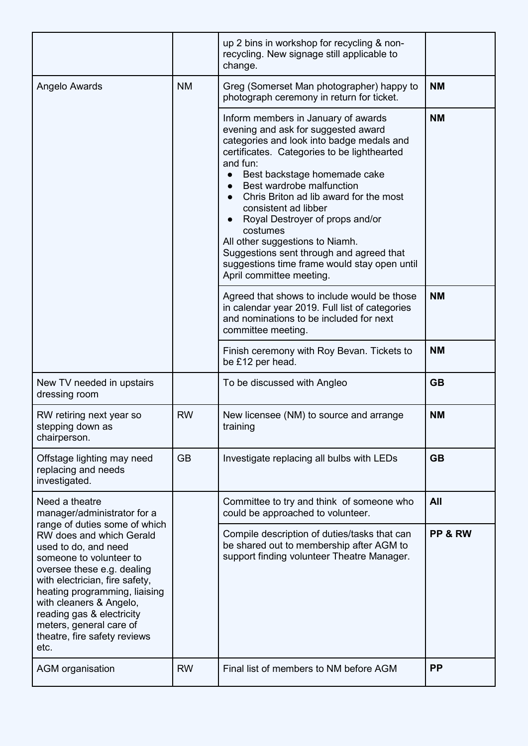| | | | |
|---|---|---|---|
| | | up 2 bins in workshop for recycling & non-recycling. New signage still applicable to change. | |
| Angelo Awards | NM | Greg (Somerset Man photographer) happy to photograph ceremony in return for ticket. | **NM** |
| | | Inform members in January of awards evening and ask for suggested award categories and look into badge medals and certificates. Categories to be lighthearted and fun: <br>● Best backstage homemade cake <br>● Best wardrobe malfunction <br>● Chris Briton ad lib award for the most consistent ad libber <br>● Royal Destroyer of props and/or costumes <br>All other suggestions to Niamh. <br>Suggestions sent through and agreed that suggestions time frame would stay open until April committee meeting. | **NM** |
| | | Agreed that shows to include would be those in calendar year 2019. Full list of categories and nominations to be included for next committee meeting. | **NM** |
| | | Finish ceremony with Roy Bevan. Tickets to be £12 per head. | **NM** |
| New TV needed in upstairs dressing room | | To be discussed with Angleo | **GB** |
| RW retiring next year so stepping down as chairperson. | RW | New licensee (NM) to source and arrange training | **NM** |
| Offstage lighting may need replacing and needs investigated. | GB | Investigate replacing all bulbs with LEDs | **GB** |
| Need a theatre manager/administrator for a range of duties some of which RW does and which Gerald used to do, and need someone to volunteer to oversee these e.g. dealing with electrician, fire safety, heating programming, liaising with cleaners & Angelo, reading gas & electricity meters, general care of theatre, fire safety reviews etc. | | Committee to try and think of someone who could be approached to volunteer. | **All** |
| | | Compile description of duties/tasks that can be shared out to membership after AGM to support finding volunteer Theatre Manager. | **PP & RW** |
| AGM organisation | RW | Final list of members to NM before AGM | **PP** |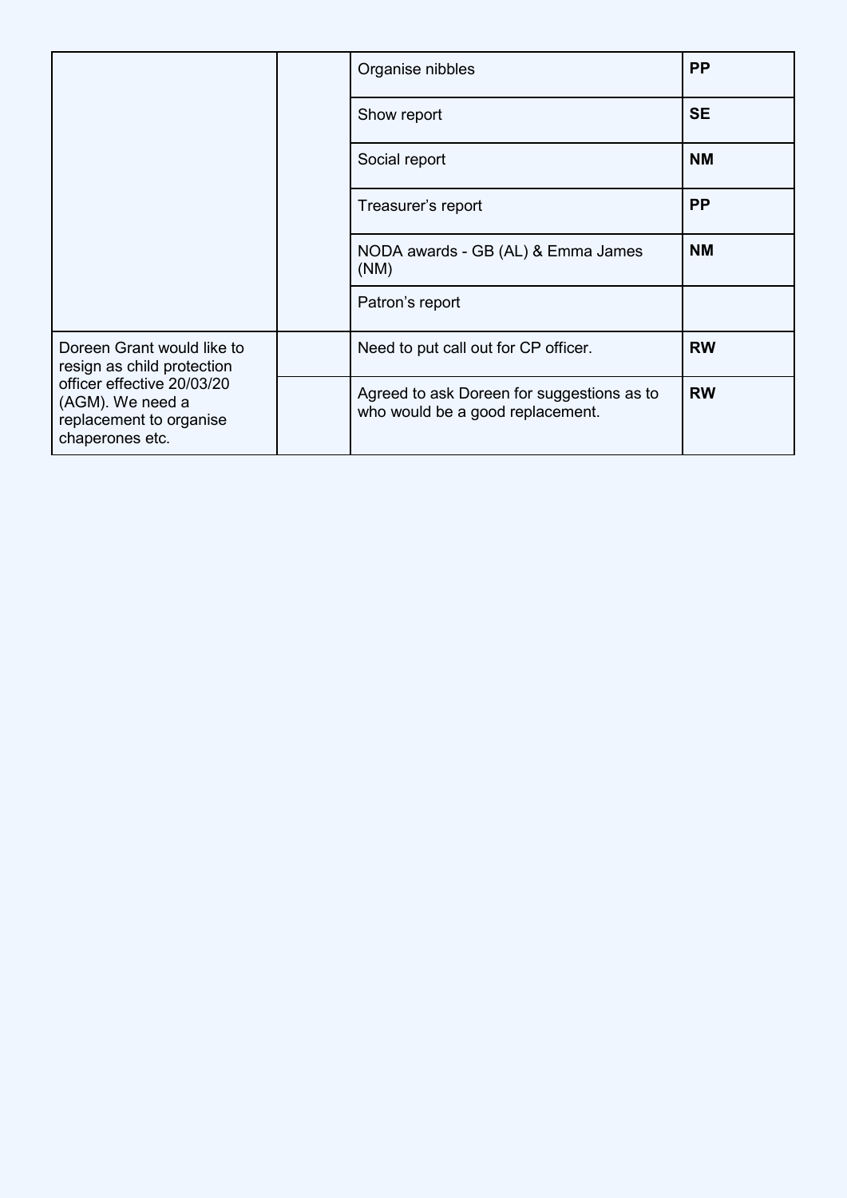| | | | |
|---|---|---|---|
| | | Organise nibbles | **PP** |
| | | Show report | **SE** |
| | | Social report | **NM** |
| | | Treasurer's report | **PP** |
| | | NODA awards - GB (AL) & Emma James (NM) | **NM** |
| | | Patron's report | |
| Doreen Grant would like to resign as child protection officer effective 20/03/20 (AGM). We need a replacement to organise chaperones etc. | | Need to put call out for CP officer. | **RW** |
| | | Agreed to ask Doreen for suggestions as to who would be a good replacement. | **RW** |